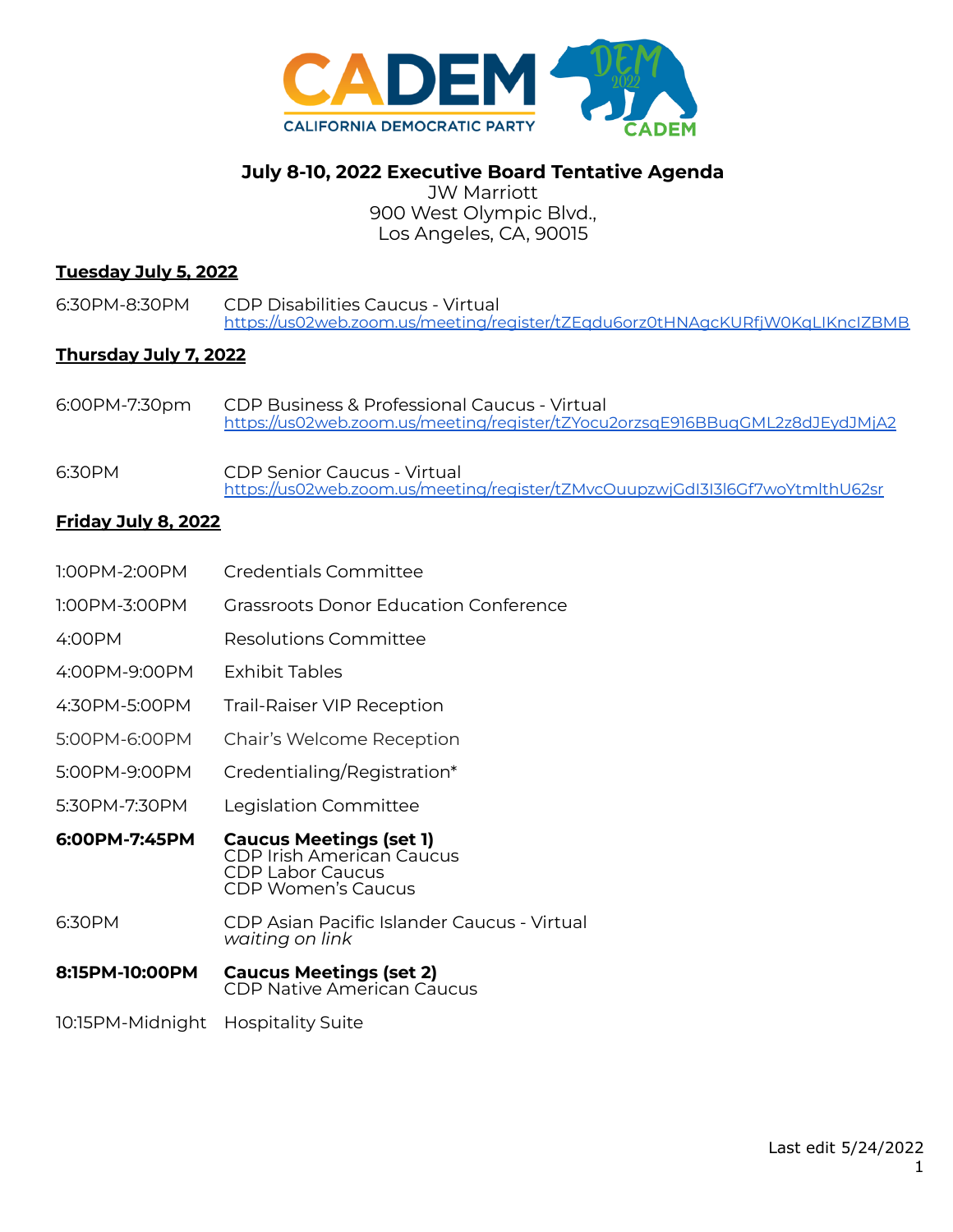**July 8-10, 2022 Executive Board Tentative Agenda**
JW Marriott
900 West Olympic Blvd.,
Los Angeles, CA, 90015

**Tuesday July 5, 2022**

6:30PM-8:30PM CDP Disabilities Caucus - Virtual
https://us02web.zoom.us/meeting/register/tZEqdu6orz0tHNAgcKURfjW0KqLIKncIZBMB

**Thursday July 7, 2022**

6:00PM-7:30pm CDP Business & Professional Caucus - Virtual
https://us02web.zoom.us/meeting/register/tZYocu2orzsqE916BBuqGML2z8dJEydJMjA2

6:30PM CDP Senior Caucus - Virtual
https://us02web.zoom.us/meeting/register/tZMvcOuupzwjGdI3I3I6Gf7woYtmlthU62sr

**Friday July 8, 2022**

1:00PM-2:00PM Credentials Committee

1:00PM-3:00PM Grassroots Donor Education Conference

4:00PM Resolutions Committee

4:00PM-9:00PM Exhibit Tables

4:30PM-5:00PM Trail-Raiser VIP Reception

5:00PM-6:00PM Chair's Welcome Reception

5:00PM-9:00PM Credentialing/Registration*

5:30PM-7:30PM Legislation Committee

**6:00PM-7:45PM** **Caucus Meetings (set 1)**
CDP Irish American Caucus
CDP Labor Caucus
CDP Women's Caucus

6:30PM CDP Asian Pacific Islander Caucus - Virtual
*waiting on link*

**8:15PM-10:00PM** **Caucus Meetings (set 2)**
CDP Native American Caucus

10:15PM-Midnight Hospitality Suite

Last edit 5/24/2022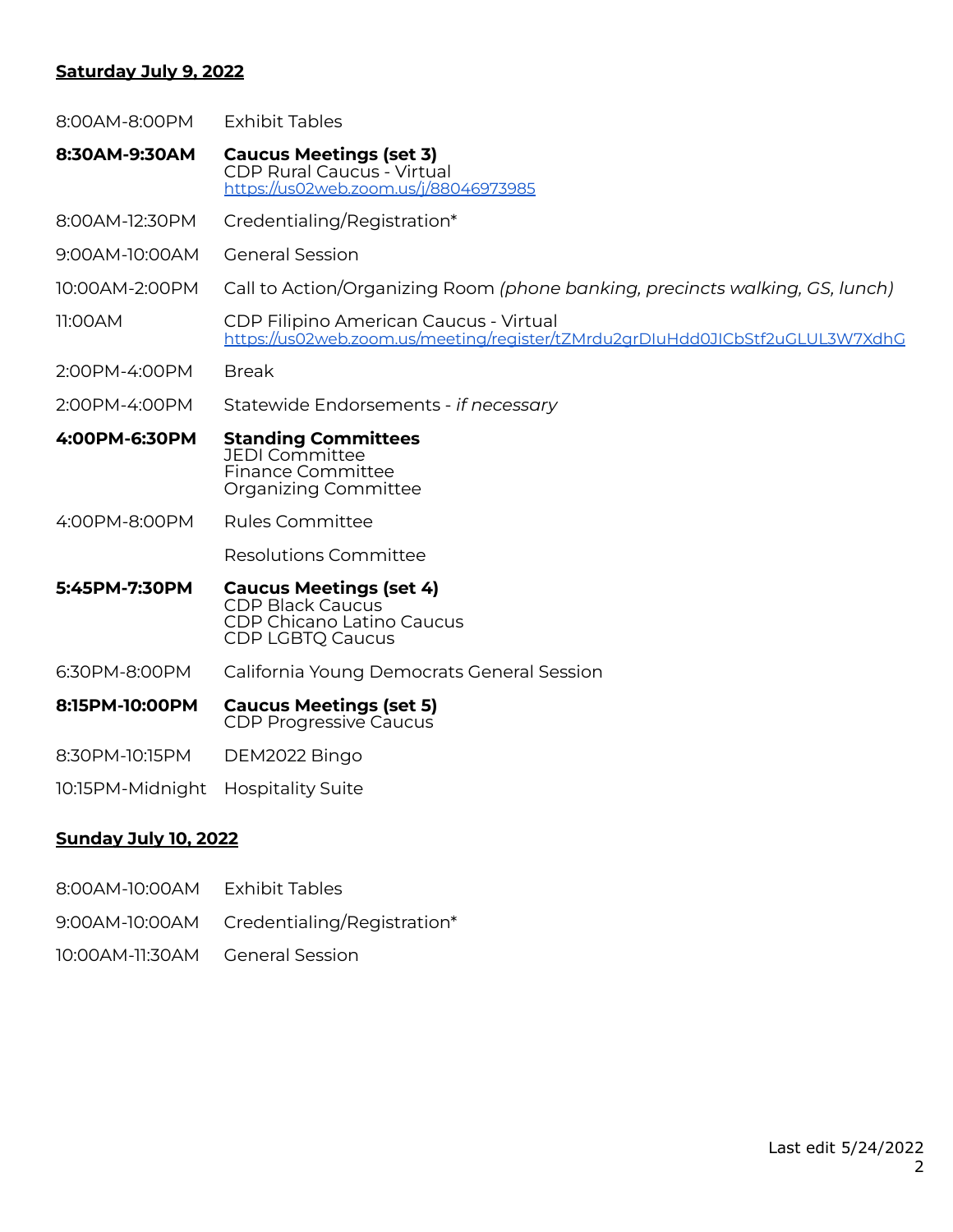**Saturday July 9, 2022**

| | |
|---|---|
| 8:00AM-8:00PM | Exhibit Tables |
| **8:30AM-9:30AM** | **Caucus Meetings (set 3)**<br>CDP Rural Caucus - Virtual<br>https://us02web.zoom.us/j/88046973985 |
| 8:00AM-12:30PM | Credentialing/Registration* |
| 9:00AM-10:00AM | General Session |
| 10:00AM-2:00PM | Call to Action/Organizing Room *(phone banking, precincts walking, GS, lunch)* |
| 11:00AM | CDP Filipino American Caucus - Virtual<br>https://us02web.zoom.us/meeting/register/tZMrdu2grDIuHdd0JICbStf2uGLUL3W7XdhG |
| 2:00PM-4:00PM | Break |
| 2:00PM-4:00PM | Statewide Endorsements - *if necessary* |
| **4:00PM-6:30PM** | **Standing Committees**<br>JEDI Committee<br>Finance Committee<br>Organizing Committee |
| 4:00PM-8:00PM | Rules Committee |
| | Resolutions Committee |
| **5:45PM-7:30PM** | **Caucus Meetings (set 4)**<br>CDP Black Caucus<br>CDP Chicano Latino Caucus<br>CDP LGBTQ Caucus |
| 6:30PM-8:00PM | California Young Democrats General Session |
| **8:15PM-10:00PM** | **Caucus Meetings (set 5)**<br>CDP Progressive Caucus |
| 8:30PM-10:15PM | DEM2022 Bingo |
| 10:15PM-Midnight | Hospitality Suite |

**Sunday July 10, 2022**

| | |
|---|---|
| 8:00AM-10:00AM | Exhibit Tables |
| 9:00AM-10:00AM | Credentialing/Registration* |
| 10:00AM-11:30AM | General Session |

Last edit 5/24/2022